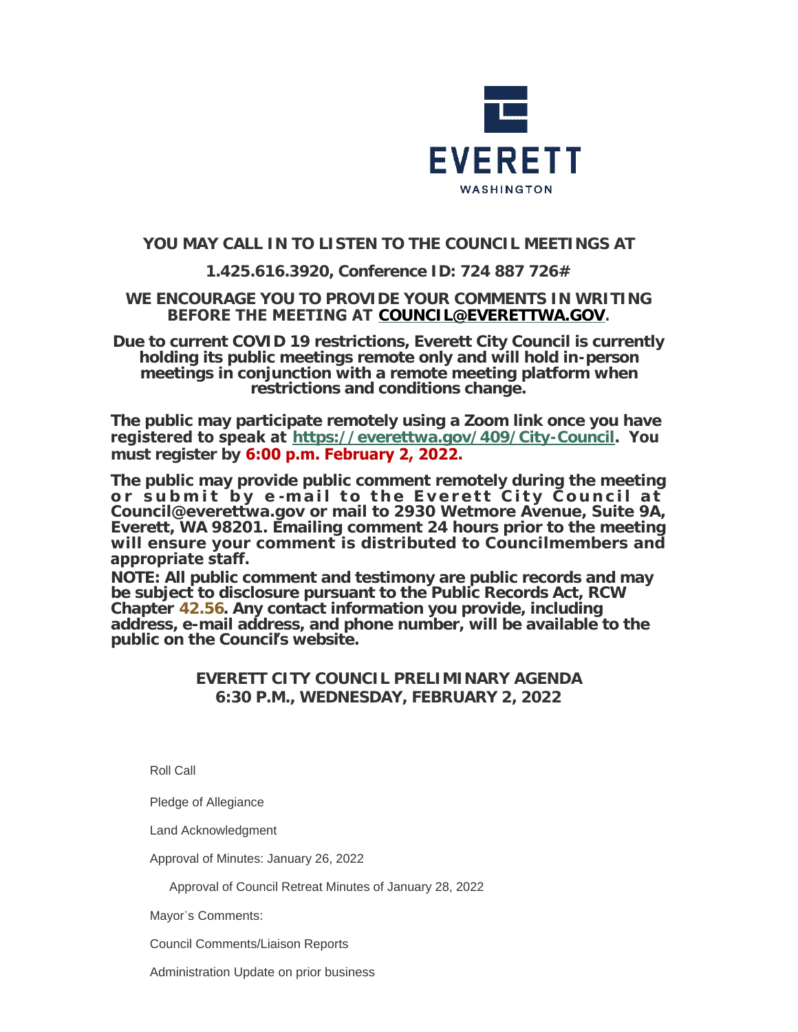EVERETT

WASHINGTON

**YOU MAY CALL IN TO LISTEN TO THE COUNCIL MEETINGS AT**

**1.425.616.3920, Conference ID: 724 887 726#**

**WE ENCOURAGE YOU TO PROVIDE YOUR COMMENTS IN WRITING BEFORE THE MEETING AT [COUNCIL@EVERETTWA.GOV](mailto:COUNCIL@EVERETTWA.GOV).**

**Due to current COVID 19 restrictions, Everett City Council is currently holding its public meetings remote only and will hold in-person meetings in conjunction with a remote meeting platform when restrictions and conditions change.**

**The public may participate remotely using a Zoom link once you have registered to speak at [https://everettwa.gov/409/City-Council](https://everettwa.gov/409/City-Council). You must register by 6:00 p.m. February 2, 2022.**

**The public may provide public comment remotely during the meeting or submit by e-mail to the Everett City Council at Council@everettwa.gov or mail to 2930 Wetmore Avenue, Suite 9A, Everett, WA 98201. Emailing comment 24 hours prior to the meeting will ensure your comment is distributed to Councilmembers and appropriate staff.**

**NOTE: All public comment and testimony are public records and may be subject to disclosure pursuant to the Public Records Act, RCW Chapter 42.56. Any contact information you provide, including address, e-mail address, and phone number, will be available to the public on the Council's website.**

## EVERETT CITY COUNCIL PRELIMINARY AGENDA
## 6:30 P.M., WEDNESDAY, FEBRUARY 2, 2022

Roll Call

Pledge of Allegiance

Land Acknowledgment

Approval of Minutes: January 26, 2022

Approval of Council Retreat Minutes of January 28, 2022

Mayor's Comments:

Council Comments/Liaison Reports

Administration Update on prior business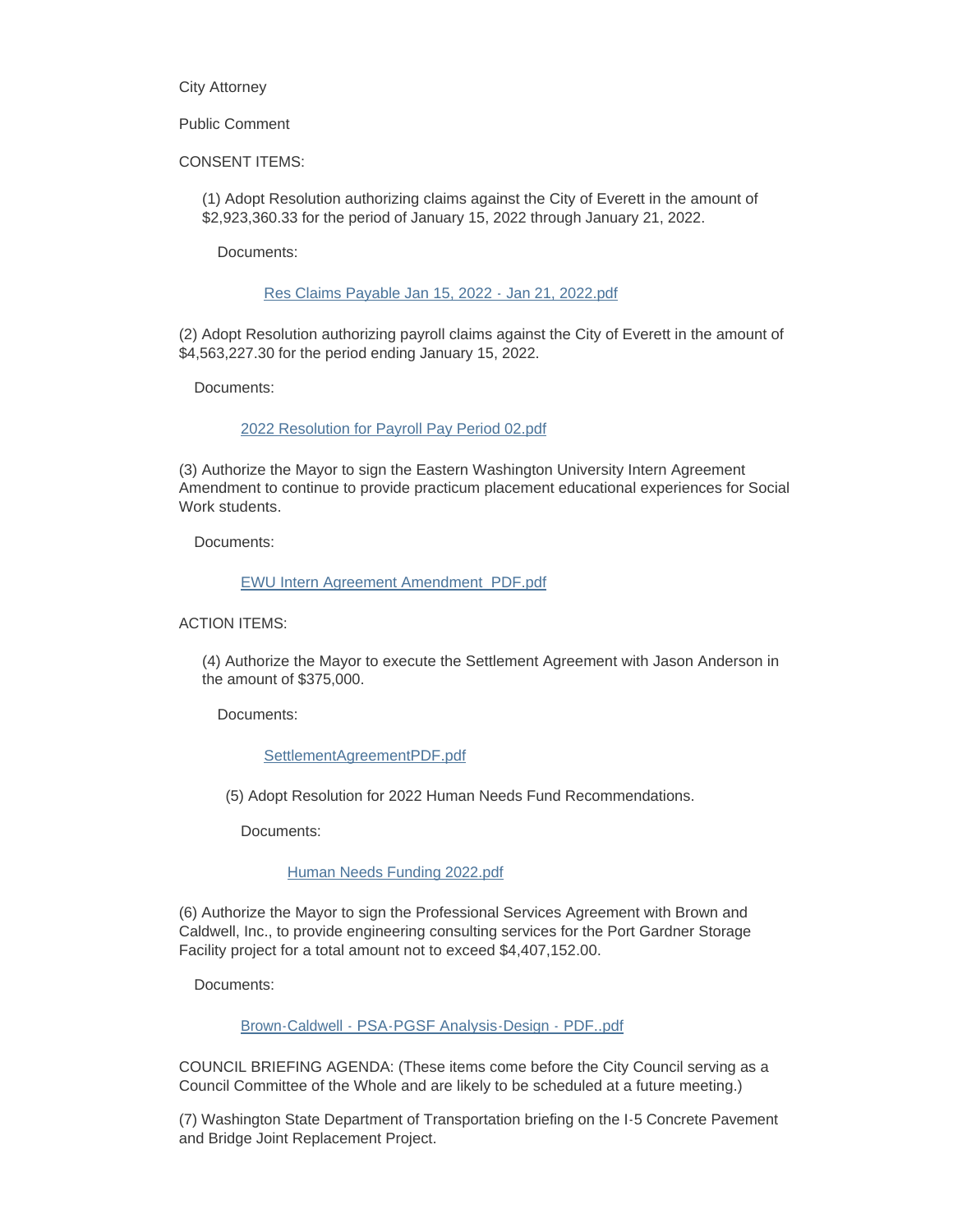City Attorney

Public Comment

CONSENT ITEMS:

(1) Adopt Resolution authorizing claims against the City of Everett in the amount of $2,923,360.33 for the period of January 15, 2022 through January 21, 2022.

Documents:

Res Claims Payable Jan 15, 2022 - Jan 21, 2022.pdf

(2) Adopt Resolution authorizing payroll claims against the City of Everett in the amount of $4,563,227.30 for the period ending January 15, 2022.

Documents:

2022 Resolution for Payroll Pay Period 02.pdf

(3) Authorize the Mayor to sign the Eastern Washington University Intern Agreement Amendment to continue to provide practicum placement educational experiences for Social Work students.

Documents:

EWU Intern Agreement Amendment_PDF.pdf

ACTION ITEMS:

(4) Authorize the Mayor to execute the Settlement Agreement with Jason Anderson in the amount of $375,000.

Documents:

SettlementAgreementPDF.pdf

(5) Adopt Resolution for 2022 Human Needs Fund Recommendations.

Documents:

Human Needs Funding 2022.pdf

(6) Authorize the Mayor to sign the Professional Services Agreement with Brown and Caldwell, Inc., to provide engineering consulting services for the Port Gardner Storage Facility project for a total amount not to exceed $4,407,152.00.

Documents:

Brown-Caldwell - PSA-PGSF Analysis-Design - PDF..pdf

COUNCIL BRIEFING AGENDA: (These items come before the City Council serving as a Council Committee of the Whole and are likely to be scheduled at a future meeting.)

(7) Washington State Department of Transportation briefing on the I-5 Concrete Pavement and Bridge Joint Replacement Project.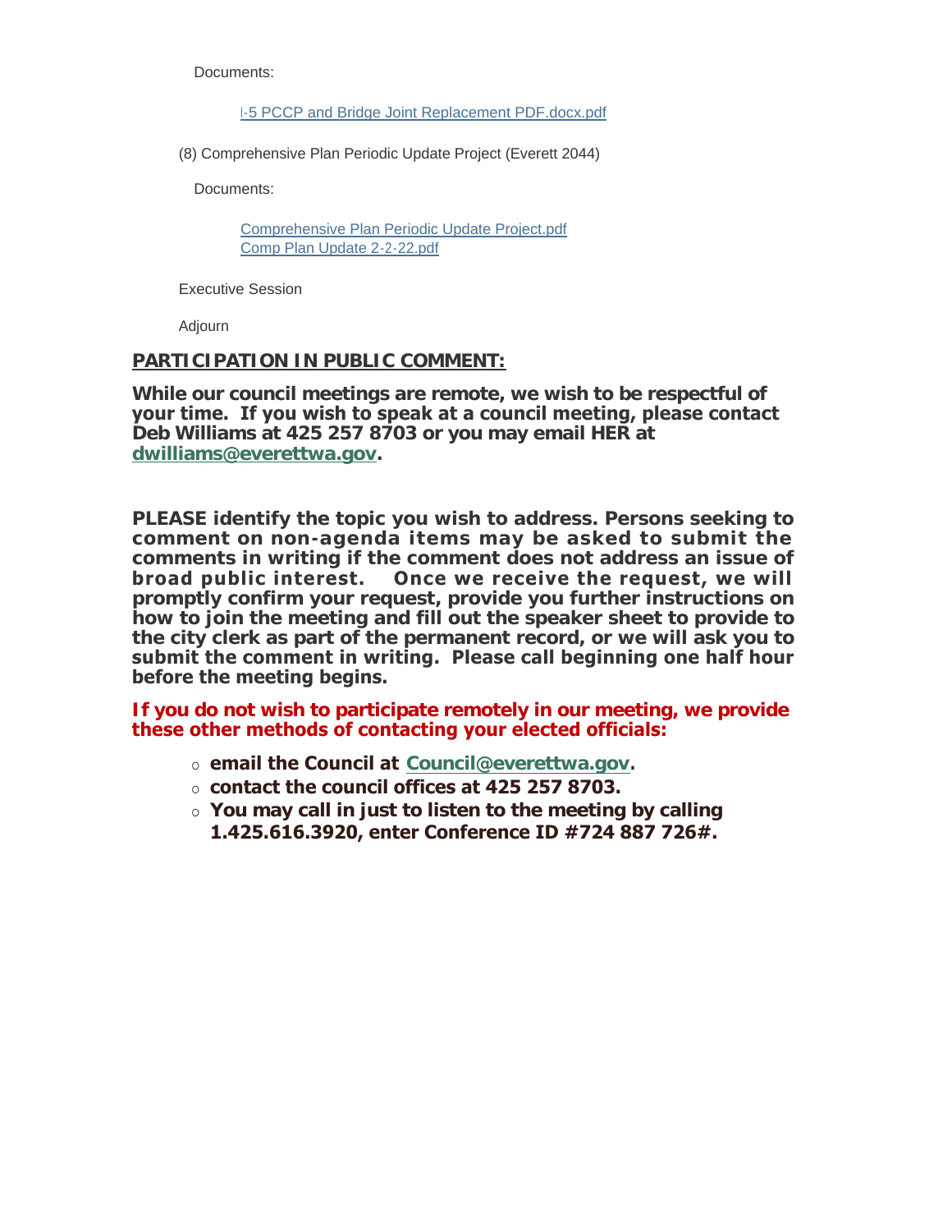Documents:

I-5 PCCP and Bridge Joint Replacement PDF.docx.pdf

(8) Comprehensive Plan Periodic Update Project (Everett 2044)

Documents:

Comprehensive Plan Periodic Update Project.pdf
Comp Plan Update 2-2-22.pdf

Executive Session

Adjourn

**PARTICIPATION IN PUBLIC COMMENT:**

**While our council meetings are remote, we wish to be respectful of your time. If you wish to speak at a council meeting, please contact Deb Williams at 425 257 8703 or you may email HER at dwilliams@everettwa.gov.**

**PLEASE identify the topic you wish to address. Persons seeking to comment on non-agenda items may be asked to submit the comments in writing if the comment does not address an issue of broad public interest. Once we receive the request, we will promptly confirm your request, provide you further instructions on how to join the meeting and fill out the speaker sheet to provide to the city clerk as part of the permanent record, or we will ask you to submit the comment in writing. Please call beginning one half hour before the meeting begins.**

**If you do not wish to participate remotely in our meeting, we provide these other methods of contacting your elected officials:**

- **email the Council at Council@everettwa.gov.**
- **contact the council offices at 425 257 8703.**
- **You may call in just to listen to the meeting by calling 1.425.616.3920, enter Conference ID #724 887 726#.**